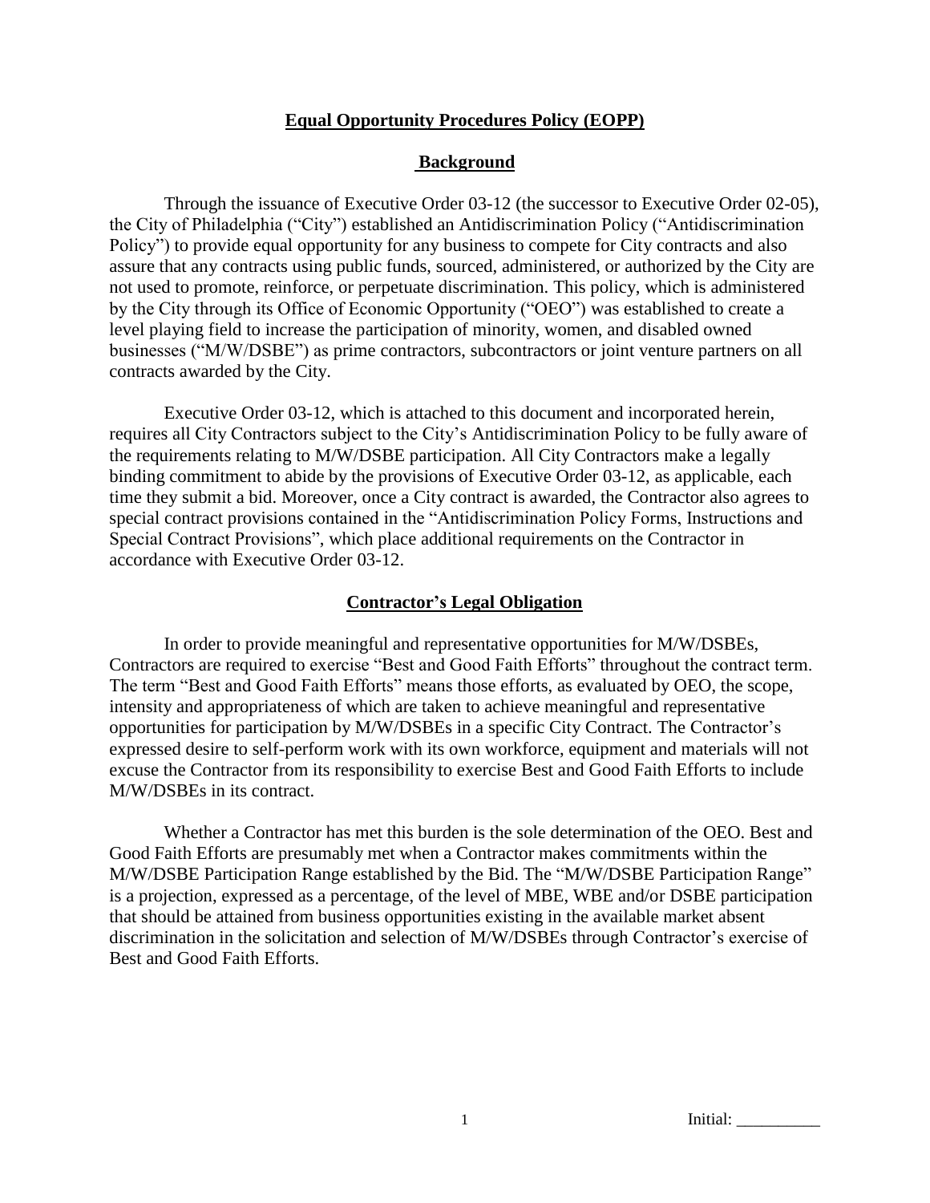# Equal Opportunity Procedures Policy (EOPP)

## Background

Through the issuance of Executive Order 03-12 (the successor to Executive Order 02-05), the City of Philadelphia ("City") established an Antidiscrimination Policy ("Antidiscrimination Policy") to provide equal opportunity for any business to compete for City contracts and also assure that any contracts using public funds, sourced, administered, or authorized by the City are not used to promote, reinforce, or perpetuate discrimination. This policy, which is administered by the City through its Office of Economic Opportunity ("OEO") was established to create a level playing field to increase the participation of minority, women, and disabled owned businesses ("M/W/DSBE") as prime contractors, subcontractors or joint venture partners on all contracts awarded by the City.

Executive Order 03-12, which is attached to this document and incorporated herein, requires all City Contractors subject to the City's Antidiscrimination Policy to be fully aware of the requirements relating to M/W/DSBE participation. All City Contractors make a legally binding commitment to abide by the provisions of Executive Order 03-12, as applicable, each time they submit a bid. Moreover, once a City contract is awarded, the Contractor also agrees to special contract provisions contained in the "Antidiscrimination Policy Forms, Instructions and Special Contract Provisions", which place additional requirements on the Contractor in accordance with Executive Order 03-12.

## Contractor's Legal Obligation

In order to provide meaningful and representative opportunities for M/W/DSBEs, Contractors are required to exercise "Best and Good Faith Efforts" throughout the contract term. The term "Best and Good Faith Efforts" means those efforts, as evaluated by OEO, the scope, intensity and appropriateness of which are taken to achieve meaningful and representative opportunities for participation by M/W/DSBEs in a specific City Contract. The Contractor's expressed desire to self-perform work with its own workforce, equipment and materials will not excuse the Contractor from its responsibility to exercise Best and Good Faith Efforts to include M/W/DSBEs in its contract.

Whether a Contractor has met this burden is the sole determination of the OEO. Best and Good Faith Efforts are presumably met when a Contractor makes commitments within the M/W/DSBE Participation Range established by the Bid. The "M/W/DSBE Participation Range" is a projection, expressed as a percentage, of the level of MBE, WBE and/or DSBE participation that should be attained from business opportunities existing in the available market absent discrimination in the solicitation and selection of M/W/DSBEs through Contractor's exercise of Best and Good Faith Efforts.

Initial: __________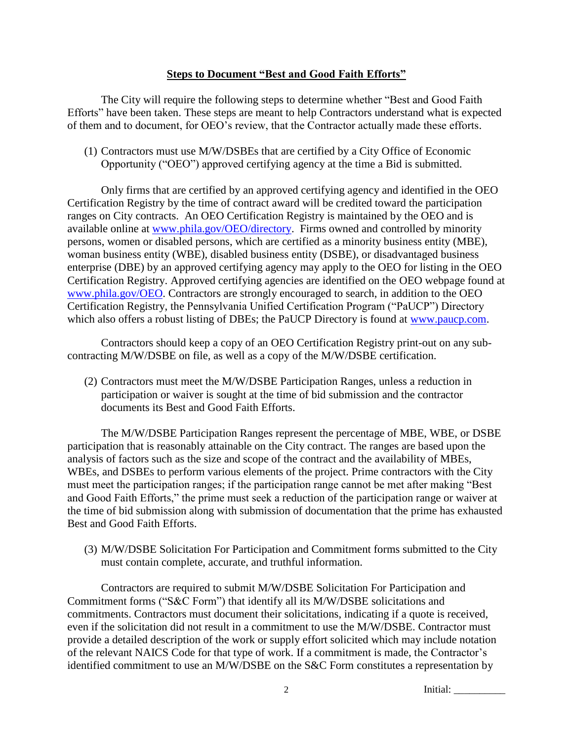## Steps to Document "Best and Good Faith Efforts"

The City will require the following steps to determine whether "Best and Good Faith Efforts" have been taken. These steps are meant to help Contractors understand what is expected of them and to document, for OEO's review, that the Contractor actually made these efforts.

(1) Contractors must use M/W/DSBEs that are certified by a City Office of Economic Opportunity ("OEO") approved certifying agency at the time a Bid is submitted.

Only firms that are certified by an approved certifying agency and identified in the OEO Certification Registry by the time of contract award will be credited toward the participation ranges on City contracts. An OEO Certification Registry is maintained by the OEO and is available online at [www.phila.gov/OEO/directory](www.phila.gov/OEO/directory). Firms owned and controlled by minority persons, women or disabled persons, which are certified as a minority business entity (MBE), woman business entity (WBE), disabled business entity (DSBE), or disadvantaged business enterprise (DBE) by an approved certifying agency may apply to the OEO for listing in the OEO Certification Registry. Approved certifying agencies are identified on the OEO webpage found at [www.phila.gov/OEO](www.phila.gov/OEO). Contractors are strongly encouraged to search, in addition to the OEO Certification Registry, the Pennsylvania Unified Certification Program ("PaUCP") Directory which also offers a robust listing of DBEs; the PaUCP Directory is found at [www.paucp.com](www.paucp.com).

Contractors should keep a copy of an OEO Certification Registry print-out on any sub-contracting M/W/DSBE on file, as well as a copy of the M/W/DSBE certification.

(2) Contractors must meet the M/W/DSBE Participation Ranges, unless a reduction in participation or waiver is sought at the time of bid submission and the contractor documents its Best and Good Faith Efforts.

The M/W/DSBE Participation Ranges represent the percentage of MBE, WBE, or DSBE participation that is reasonably attainable on the City contract. The ranges are based upon the analysis of factors such as the size and scope of the contract and the availability of MBEs, WBEs, and DSBEs to perform various elements of the project. Prime contractors with the City must meet the participation ranges; if the participation range cannot be met after making "Best and Good Faith Efforts," the prime must seek a reduction of the participation range or waiver at the time of bid submission along with submission of documentation that the prime has exhausted Best and Good Faith Efforts.

(3) M/W/DSBE Solicitation For Participation and Commitment forms submitted to the City must contain complete, accurate, and truthful information.

Contractors are required to submit M/W/DSBE Solicitation For Participation and Commitment forms ("S&C Form") that identify all its M/W/DSBE solicitations and commitments. Contractors must document their solicitations, indicating if a quote is received, even if the solicitation did not result in a commitment to use the M/W/DSBE. Contractor must provide a detailed description of the work or supply effort solicited which may include notation of the relevant NAICS Code for that type of work. If a commitment is made, the Contractor's identified commitment to use an M/W/DSBE on the S&C Form constitutes a representation by

Initial: __________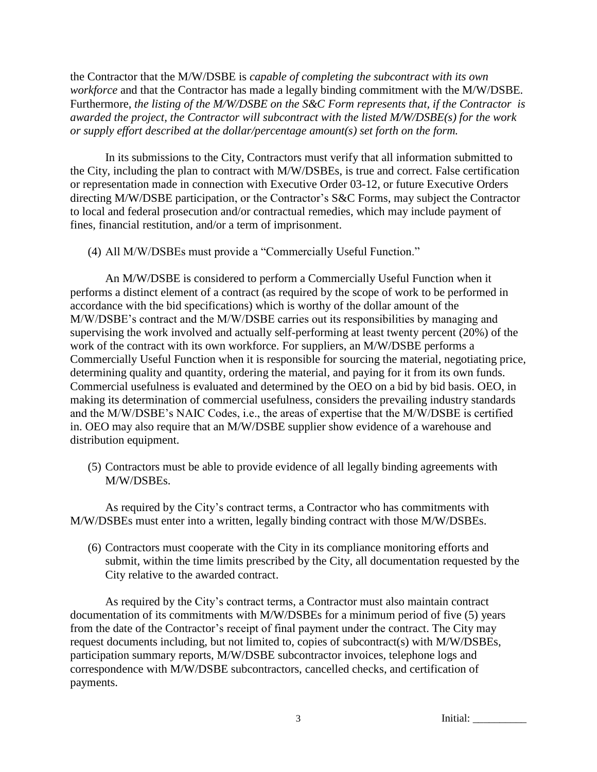the Contractor that the M/W/DSBE is *capable of completing the subcontract with its own workforce* and that the Contractor has made a legally binding commitment with the M/W/DSBE. Furthermore, *the listing of the M/W/DSBE on the S&C Form represents that, if the Contractor is awarded the project, the Contractor will subcontract with the listed M/W/DSBE(s) for the work or supply effort described at the dollar/percentage amount(s) set forth on the form.*

In its submissions to the City, Contractors must verify that all information submitted to the City, including the plan to contract with M/W/DSBEs, is true and correct. False certification or representation made in connection with Executive Order 03-12, or future Executive Orders directing M/W/DSBE participation, or the Contractor's S&C Forms, may subject the Contractor to local and federal prosecution and/or contractual remedies, which may include payment of fines, financial restitution, and/or a term of imprisonment.

(4) All M/W/DSBEs must provide a "Commercially Useful Function."

An M/W/DSBE is considered to perform a Commercially Useful Function when it performs a distinct element of a contract (as required by the scope of work to be performed in accordance with the bid specifications) which is worthy of the dollar amount of the M/W/DSBE's contract and the M/W/DSBE carries out its responsibilities by managing and supervising the work involved and actually self-performing at least twenty percent (20%) of the work of the contract with its own workforce. For suppliers, an M/W/DSBE performs a Commercially Useful Function when it is responsible for sourcing the material, negotiating price, determining quality and quantity, ordering the material, and paying for it from its own funds. Commercial usefulness is evaluated and determined by the OEO on a bid by bid basis. OEO, in making its determination of commercial usefulness, considers the prevailing industry standards and the M/W/DSBE's NAIC Codes, i.e., the areas of expertise that the M/W/DSBE is certified in. OEO may also require that an M/W/DSBE supplier show evidence of a warehouse and distribution equipment.

(5) Contractors must be able to provide evidence of all legally binding agreements with M/W/DSBEs.

As required by the City's contract terms, a Contractor who has commitments with M/W/DSBEs must enter into a written, legally binding contract with those M/W/DSBEs.

(6) Contractors must cooperate with the City in its compliance monitoring efforts and submit, within the time limits prescribed by the City, all documentation requested by the City relative to the awarded contract.

As required by the City's contract terms, a Contractor must also maintain contract documentation of its commitments with M/W/DSBEs for a minimum period of five (5) years from the date of the Contractor's receipt of final payment under the contract. The City may request documents including, but not limited to, copies of subcontract(s) with M/W/DSBEs, participation summary reports, M/W/DSBE subcontractor invoices, telephone logs and correspondence with M/W/DSBE subcontractors, cancelled checks, and certification of payments.

Initial: __________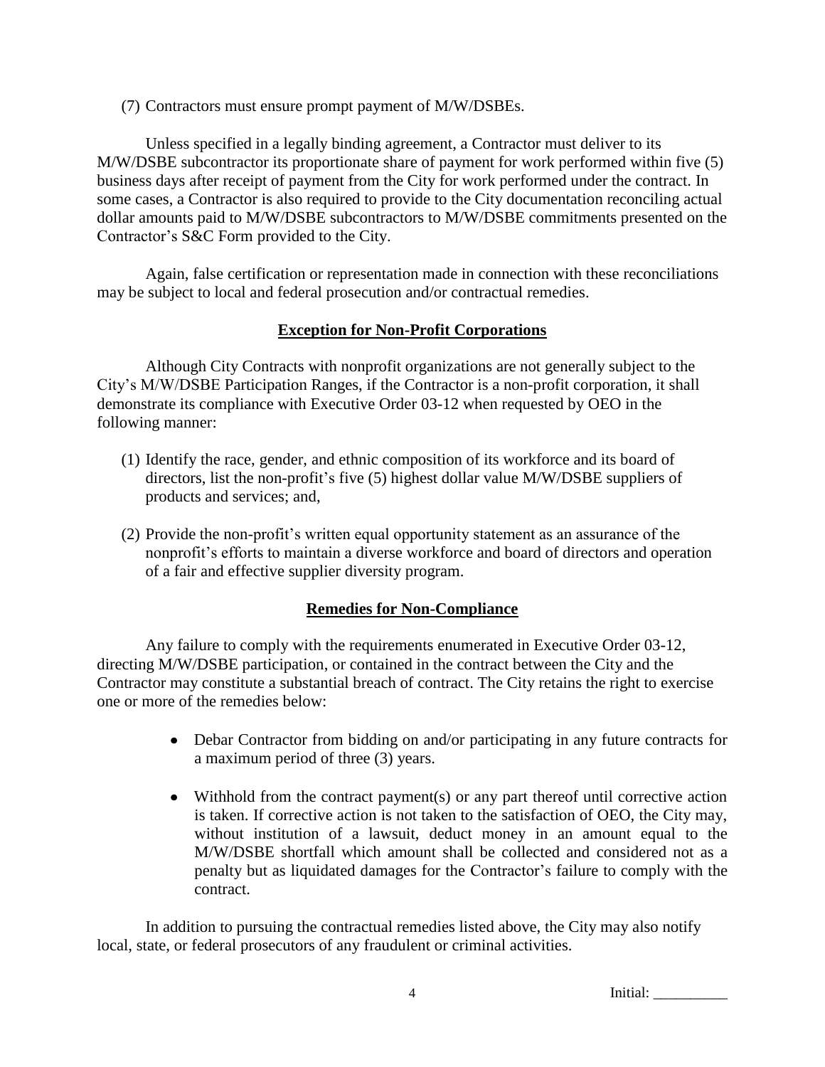(7) Contractors must ensure prompt payment of M/W/DSBEs.

Unless specified in a legally binding agreement, a Contractor must deliver to its M/W/DSBE subcontractor its proportionate share of payment for work performed within five (5) business days after receipt of payment from the City for work performed under the contract. In some cases, a Contractor is also required to provide to the City documentation reconciling actual dollar amounts paid to M/W/DSBE subcontractors to M/W/DSBE commitments presented on the Contractor's S&C Form provided to the City.

Again, false certification or representation made in connection with these reconciliations may be subject to local and federal prosecution and/or contractual remedies.

## Exception for Non-Profit Corporations

Although City Contracts with nonprofit organizations are not generally subject to the City's M/W/DSBE Participation Ranges, if the Contractor is a non-profit corporation, it shall demonstrate its compliance with Executive Order 03-12 when requested by OEO in the following manner:

(1) Identify the race, gender, and ethnic composition of its workforce and its board of directors, list the non-profit's five (5) highest dollar value M/W/DSBE suppliers of products and services; and,

(2) Provide the non-profit's written equal opportunity statement as an assurance of the nonprofit's efforts to maintain a diverse workforce and board of directors and operation of a fair and effective supplier diversity program.

## Remedies for Non-Compliance

Any failure to comply with the requirements enumerated in Executive Order 03-12, directing M/W/DSBE participation, or contained in the contract between the City and the Contractor may constitute a substantial breach of contract. The City retains the right to exercise one or more of the remedies below:

- Debar Contractor from bidding on and/or participating in any future contracts for a maximum period of three (3) years.
- Withhold from the contract payment(s) or any part thereof until corrective action is taken. If corrective action is not taken to the satisfaction of OEO, the City may, without institution of a lawsuit, deduct money in an amount equal to the M/W/DSBE shortfall which amount shall be collected and considered not as a penalty but as liquidated damages for the Contractor's failure to comply with the contract.

In addition to pursuing the contractual remedies listed above, the City may also notify local, state, or federal prosecutors of any fraudulent or criminal activities.

Initial: __________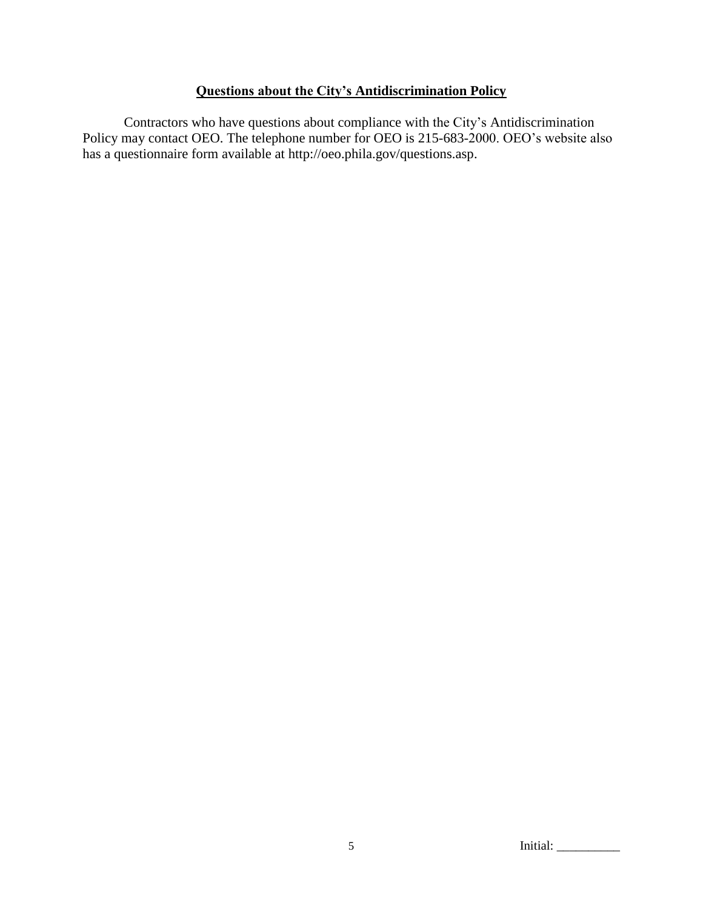**Questions about the City's Antidiscrimination Policy**

Contractors who have questions about compliance with the City's Antidiscrimination Policy may contact OEO. The telephone number for OEO is 215-683-2000. OEO's website also has a questionnaire form available at http://oeo.phila.gov/questions.asp.

Initial: __________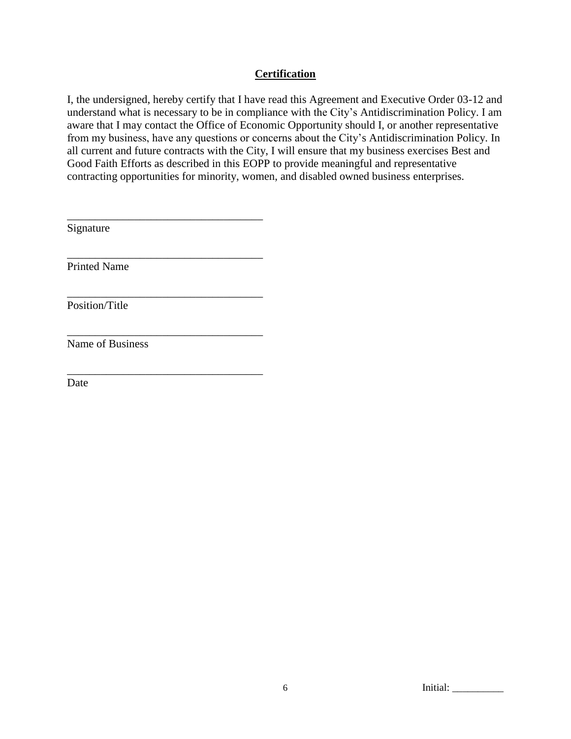**Certification**

I, the undersigned, hereby certify that I have read this Agreement and Executive Order 03-12 and understand what is necessary to be in compliance with the City's Antidiscrimination Policy. I am aware that I may contact the Office of Economic Opportunity should I, or another representative from my business, have any questions or concerns about the City's Antidiscrimination Policy. In all current and future contracts with the City, I will ensure that my business exercises Best and Good Faith Efforts as described in this EOPP to provide meaningful and representative contracting opportunities for minority, women, and disabled owned business enterprises.

___________________________________
Signature

___________________________________
Printed Name

___________________________________
Position/Title

___________________________________
Name of Business

___________________________________
Date

Initial: __________